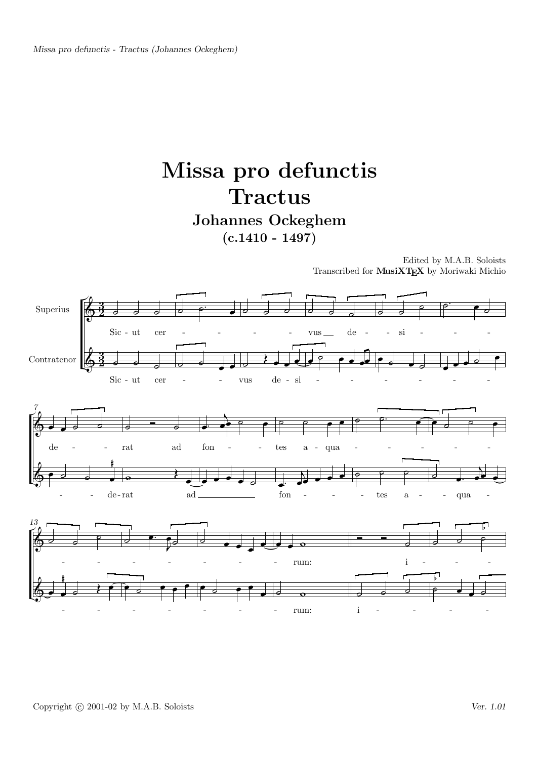# Missa pro defunctis
# Tractus

## Johannes Ockeghem
### (c.1410 - 1497)

Edited by M.A.B. Soloists
Transcribed for **MusiXTEX** by Moriwaki Michio

Superius

Contratenor

Sic - ut cer - - - - - vus de - - si - - - -

Sic - ut cer - - vus de - si - - - - - - - -

de - - rat ad fon - - tes a - qua - - - - - -

- - de - rat ad fon - - - - tes a - - qua -

- - - - - - - rum: i - - -

- - - - - - - rum: i - - - - -

Copyright © 2001-02 by M.A.B. Soloists

*Ver. 1.01*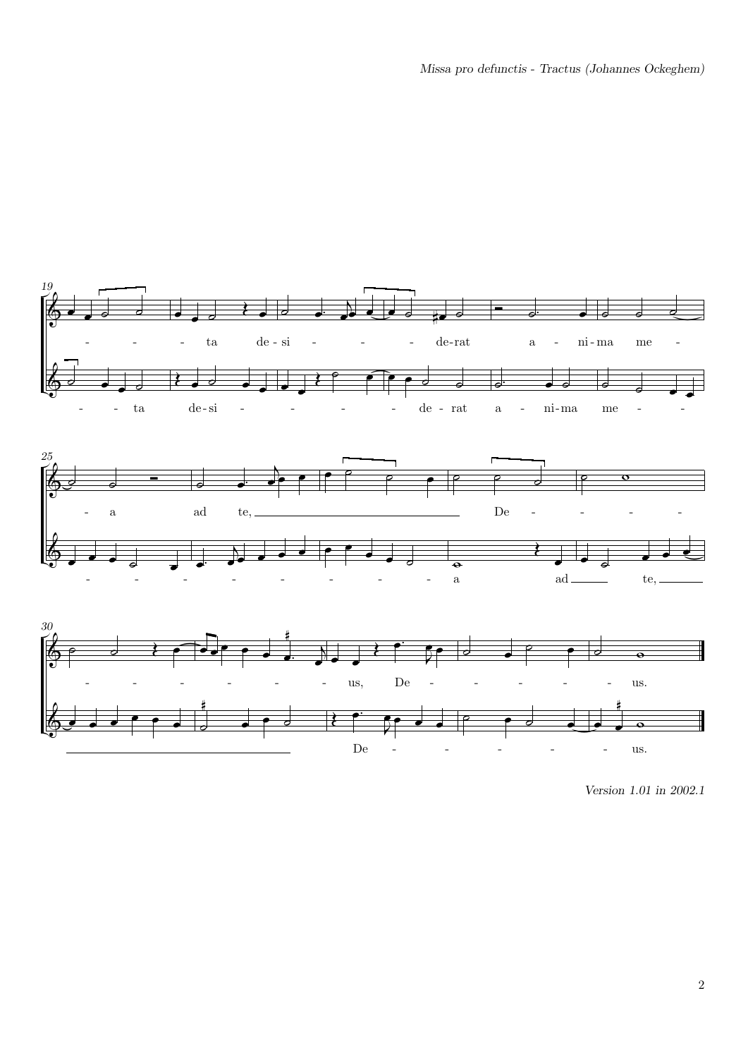19

- - - ta de-si - - - de-rat a - ni-ma me -

- - ta de-si - - - - de - rat a - ni-ma me - -

25

- a ad te, De - - - -

- - - - - - - - a ad te,

30

- - - - - - us, De - - - - - us.

De - - - - - us.